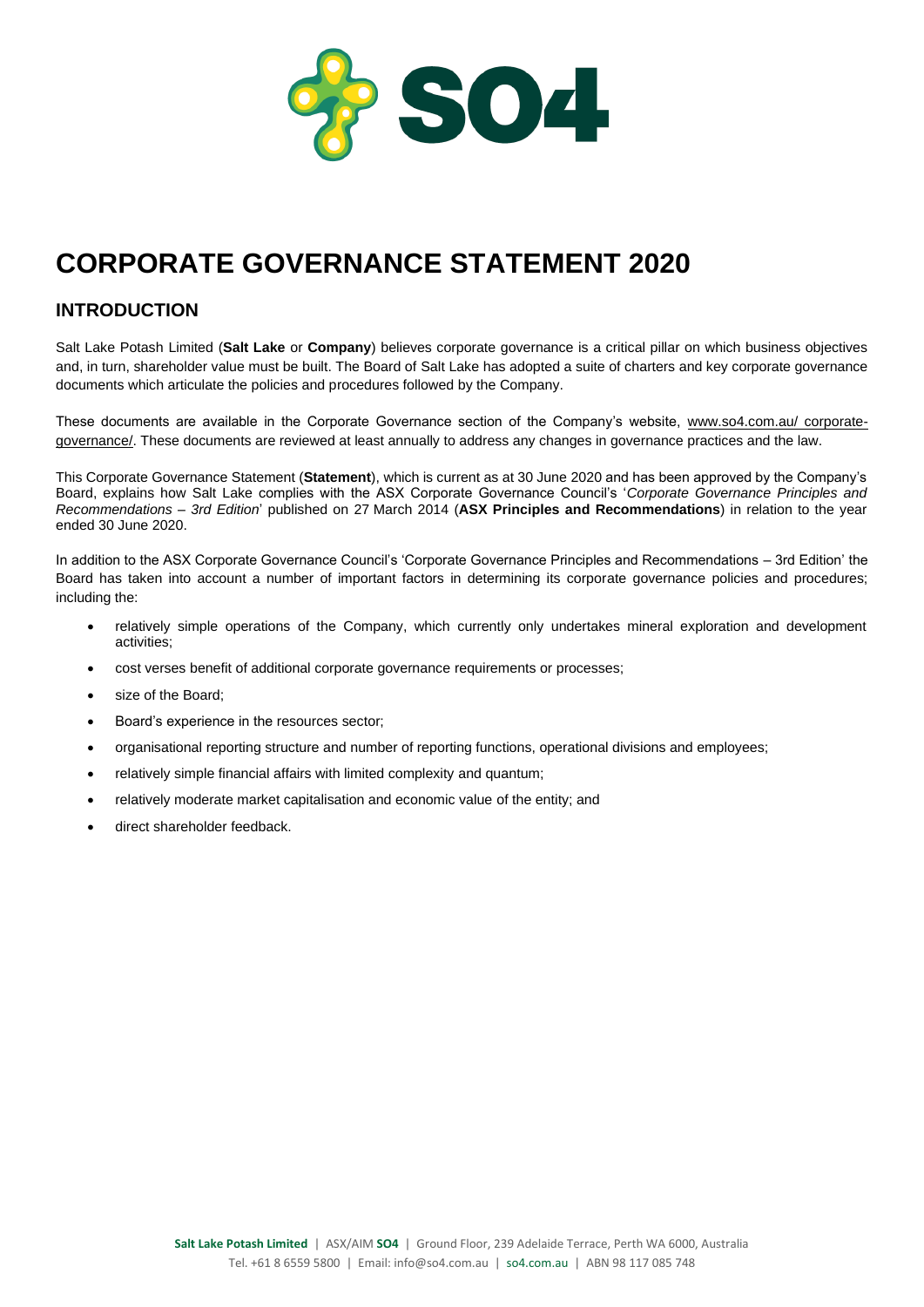# CORPORATE GOVERNANCE STATEMENT 2020

## INTRODUCTION

Salt Lake Potash Limited (**Salt Lake** or **Company**) believes corporate governance is a critical pillar on which business objectives and, in turn, shareholder value must be built. The Board of Salt Lake has adopted a suite of charters and key corporate governance documents which articulate the policies and procedures followed by the Company.

These documents are available in the Corporate Governance section of the Company's website, www.so4.com.au/ corporate-governance/. These documents are reviewed at least annually to address any changes in governance practices and the law.

This Corporate Governance Statement (**Statement**), which is current as at 30 June 2020 and has been approved by the Company's Board, explains how Salt Lake complies with the ASX Corporate Governance Council's '*Corporate Governance Principles and Recommendations – 3rd Edition*' published on 27 March 2014 (**ASX Principles and Recommendations**) in relation to the year ended 30 June 2020.

In addition to the ASX Corporate Governance Council's 'Corporate Governance Principles and Recommendations – 3rd Edition' the Board has taken into account a number of important factors in determining its corporate governance policies and procedures; including the:

- relatively simple operations of the Company, which currently only undertakes mineral exploration and development activities;
- cost verses benefit of additional corporate governance requirements or processes;
- size of the Board;
- Board's experience in the resources sector;
- organisational reporting structure and number of reporting functions, operational divisions and employees;
- relatively simple financial affairs with limited complexity and quantum;
- relatively moderate market capitalisation and economic value of the entity; and
- direct shareholder feedback.

**Salt Lake Potash Limited** | ASX/AIM **SO4** | Ground Floor, 239 Adelaide Terrace, Perth WA 6000, Australia
Tel. +61 8 6559 5800 | Email: info@so4.com.au | so4.com.au | ABN 98 117 085 748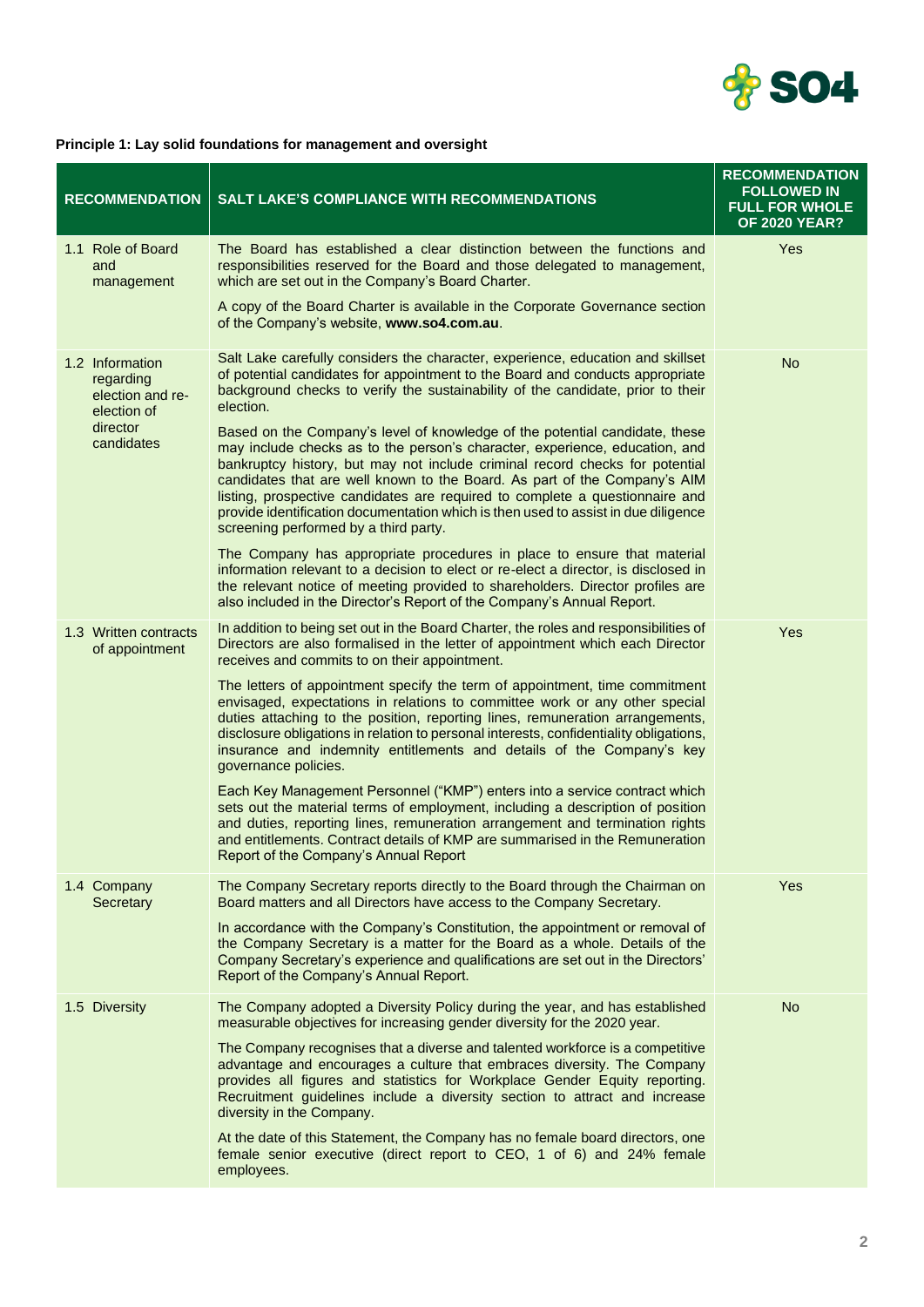**Principle 1: Lay solid foundations for management and oversight**

| RECOMMENDATION | SALT LAKE'S COMPLIANCE WITH RECOMMENDATIONS | RECOMMENDATION FOLLOWED IN FULL FOR WHOLE OF 2020 YEAR? |
|---|---|---|
| 1.1 Role of Board and management | The Board has established a clear distinction between the functions and responsibilities reserved for the Board and those delegated to management, which are set out in the Company's Board Charter.<br><br>A copy of the Board Charter is available in the Corporate Governance section of the Company's website, **www.so4.com.au**. | Yes |
| 1.2 Information regarding election and re-election of director candidates | Salt Lake carefully considers the character, experience, education and skillset of potential candidates for appointment to the Board and conducts appropriate background checks to verify the sustainability of the candidate, prior to their election.<br><br>Based on the Company's level of knowledge of the potential candidate, these may include checks as to the person's character, experience, education, and bankruptcy history, but may not include criminal record checks for potential candidates that are well known to the Board. As part of the Company's AIM listing, prospective candidates are required to complete a questionnaire and provide identification documentation which is then used to assist in due diligence screening performed by a third party.<br><br>The Company has appropriate procedures in place to ensure that material information relevant to a decision to elect or re-elect a director, is disclosed in the relevant notice of meeting provided to shareholders. Director profiles are also included in the Director's Report of the Company's Annual Report. | No |
| 1.3 Written contracts of appointment | In addition to being set out in the Board Charter, the roles and responsibilities of Directors are also formalised in the letter of appointment which each Director receives and commits to on their appointment.<br><br>The letters of appointment specify the term of appointment, time commitment envisaged, expectations in relations to committee work or any other special duties attaching to the position, reporting lines, remuneration arrangements, disclosure obligations in relation to personal interests, confidentiality obligations, insurance and indemnity entitlements and details of the Company's key governance policies.<br><br>Each Key Management Personnel ("KMP") enters into a service contract which sets out the material terms of employment, including a description of position and duties, reporting lines, remuneration arrangement and termination rights and entitlements. Contract details of KMP are summarised in the Remuneration Report of the Company's Annual Report | Yes |
| 1.4 Company Secretary | The Company Secretary reports directly to the Board through the Chairman on Board matters and all Directors have access to the Company Secretary.<br><br>In accordance with the Company's Constitution, the appointment or removal of the Company Secretary is a matter for the Board as a whole. Details of the Company Secretary's experience and qualifications are set out in the Directors' Report of the Company's Annual Report. | Yes |
| 1.5 Diversity | The Company adopted a Diversity Policy during the year, and has established measurable objectives for increasing gender diversity for the 2020 year.<br><br>The Company recognises that a diverse and talented workforce is a competitive advantage and encourages a culture that embraces diversity. The Company provides all figures and statistics for Workplace Gender Equity reporting. Recruitment guidelines include a diversity section to attract and increase diversity in the Company.<br><br>At the date of this Statement, the Company has no female board directors, one female senior executive (direct report to CEO, 1 of 6) and 24% female employees. | No |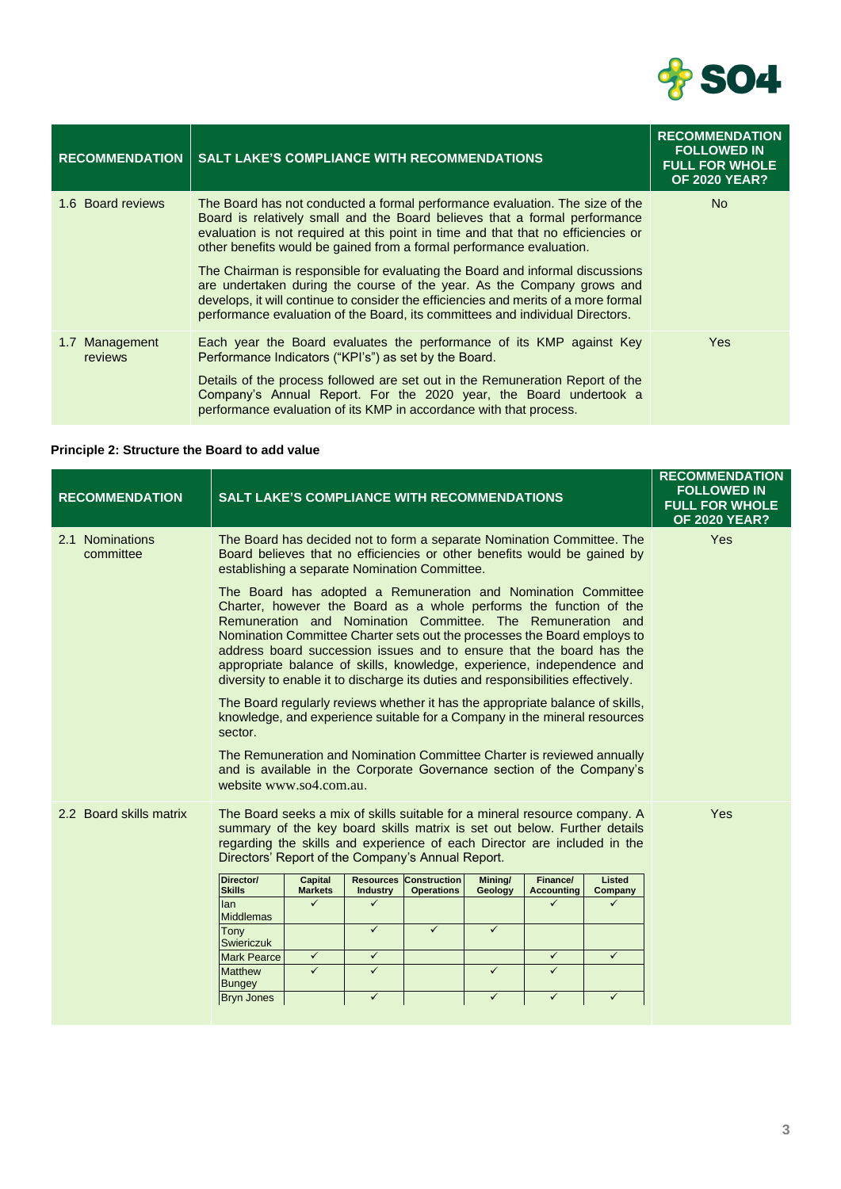| RECOMMENDATION | SALT LAKE'S COMPLIANCE WITH RECOMMENDATIONS | RECOMMENDATION FOLLOWED IN FULL FOR WHOLE OF 2020 YEAR? |
|---|---|---|
| 1.6 Board reviews | The Board has not conducted a formal performance evaluation. The size of the Board is relatively small and the Board believes that a formal performance evaluation is not required at this point in time and that that no efficiencies or other benefits would be gained from a formal performance evaluation.<br><br>The Chairman is responsible for evaluating the Board and informal discussions are undertaken during the course of the year. As the Company grows and develops, it will continue to consider the efficiencies and merits of a more formal performance evaluation of the Board, its committees and individual Directors. | No |
| 1.7 Management reviews | Each year the Board evaluates the performance of its KMP against Key Performance Indicators ("KPI's") as set by the Board.<br><br>Details of the process followed are set out in the Remuneration Report of the Company's Annual Report. For the 2020 year, the Board undertook a performance evaluation of its KMP in accordance with that process. | Yes |

**Principle 2: Structure the Board to add value**

| RECOMMENDATION | SALT LAKE'S COMPLIANCE WITH RECOMMENDATIONS | RECOMMENDATION FOLLOWED IN FULL FOR WHOLE OF 2020 YEAR? |
|---|---|---|
| 2.1 Nominations committee | The Board has decided not to form a separate Nomination Committee. The Board believes that no efficiencies or other benefits would be gained by establishing a separate Nomination Committee.<br><br>The Board has adopted a Remuneration and Nomination Committee Charter, however the Board as a whole performs the function of the Remuneration and Nomination Committee. The Remuneration and Nomination Committee Charter sets out the processes the Board employs to address board succession issues and to ensure that the board has the appropriate balance of skills, knowledge, experience, independence and diversity to enable it to discharge its duties and responsibilities effectively.<br><br>The Board regularly reviews whether it has the appropriate balance of skills, knowledge, and experience suitable for a Company in the mineral resources sector.<br><br>The Remuneration and Nomination Committee Charter is reviewed annually and is available in the Corporate Governance section of the Company's website www.so4.com.au. | Yes |
| 2.2 Board skills matrix | The Board seeks a mix of skills suitable for a mineral resource company. A summary of the key board skills matrix is set out below. Further details regarding the skills and experience of each Director are included in the Directors' Report of the Company's Annual Report. | Yes |

| Director/ Skills | Capital Markets | Resources Industry | Construction Operations | Mining/ Geology | Finance/ Accounting | Listed Company |
|---|---|---|---|---|---|---|
| Ian Middlemas | ✓ | ✓ | | | ✓ | ✓ |
| Tony Swiericzuk | | ✓ | ✓ | ✓ | | |
| Mark Pearce | ✓ | ✓ | | | ✓ | ✓ |
| Matthew Bungey | ✓ | ✓ | | ✓ | ✓ | |
| Bryn Jones | | ✓ | | ✓ | ✓ | ✓ |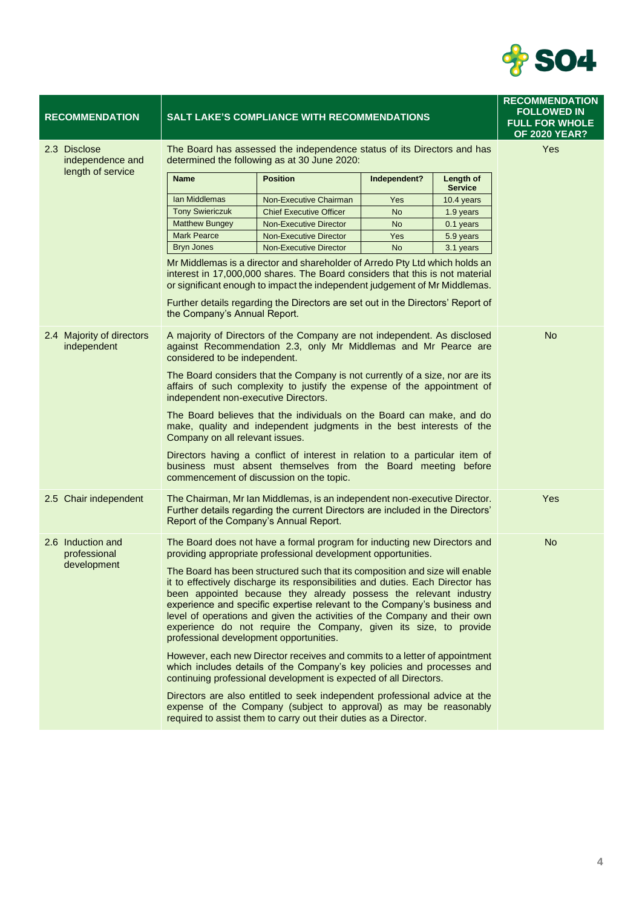| RECOMMENDATION | SALT LAKE'S COMPLIANCE WITH RECOMMENDATIONS | RECOMMENDATION FOLLOWED IN FULL FOR WHOLE OF 2020 YEAR? |
|---|---|---|
| 2.3 Disclose independence and length of service | The Board has assessed the independence status of its Directors and has determined the following as at 30 June 2020:<br><br>**Name** / **Position** / **Independent?** / **Length of Service**<br>Ian Middlemas / Non-Executive Chairman / Yes / 10.4 years<br>Tony Swiericzuk / Chief Executive Officer / No / 1.9 years<br>Matthew Bungey / Non-Executive Director / No / 0.1 years<br>Mark Pearce / Non-Executive Director / Yes / 5.9 years<br>Bryn Jones / Non-Executive Director / No / 3.1 years<br><br>Mr Middlemas is a director and shareholder of Arredo Pty Ltd which holds an interest in 17,000,000 shares. The Board considers that this is not material or significant enough to impact the independent judgement of Mr Middlemas.<br><br>Further details regarding the Directors are set out in the Directors' Report of the Company's Annual Report. | Yes |
| 2.4 Majority of directors independent | A majority of Directors of the Company are not independent. As disclosed against Recommendation 2.3, only Mr Middlemas and Mr Pearce are considered to be independent.<br><br>The Board considers that the Company is not currently of a size, nor are its affairs of such complexity to justify the expense of the appointment of independent non-executive Directors.<br><br>The Board believes that the individuals on the Board can make, and do make, quality and independent judgments in the best interests of the Company on all relevant issues.<br><br>Directors having a conflict of interest in relation to a particular item of business must absent themselves from the Board meeting before commencement of discussion on the topic. | No |
| 2.5 Chair independent | The Chairman, Mr Ian Middlemas, is an independent non-executive Director. Further details regarding the current Directors are included in the Directors' Report of the Company's Annual Report. | Yes |
| 2.6 Induction and professional development | The Board does not have a formal program for inducting new Directors and providing appropriate professional development opportunities.<br><br>The Board has been structured such that its composition and size will enable it to effectively discharge its responsibilities and duties. Each Director has been appointed because they already possess the relevant industry experience and specific expertise relevant to the Company's business and level of operations and given the activities of the Company and their own experience do not require the Company, given its size, to provide professional development opportunities.<br><br>However, each new Director receives and commits to a letter of appointment which includes details of the Company's key policies and processes and continuing professional development is expected of all Directors.<br><br>Directors are also entitled to seek independent professional advice at the expense of the Company (subject to approval) as may be reasonably required to assist them to carry out their duties as a Director. | No |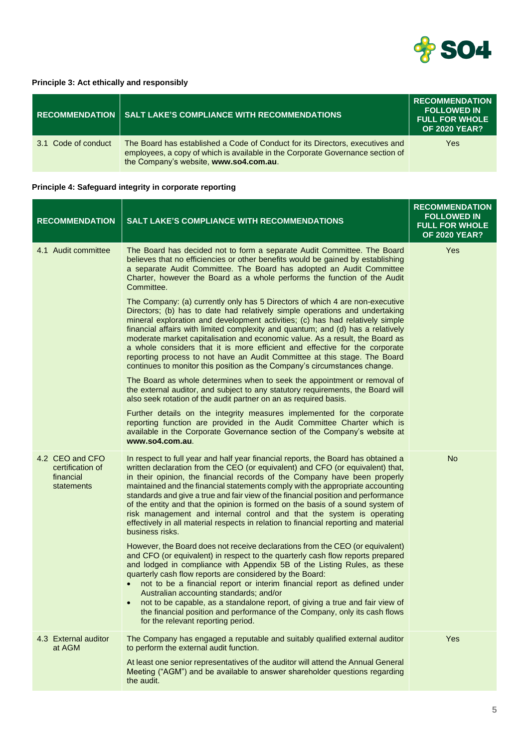**Principle 3: Act ethically and responsibly**

| RECOMMENDATION | SALT LAKE'S COMPLIANCE WITH RECOMMENDATIONS | RECOMMENDATION FOLLOWED IN FULL FOR WHOLE OF 2020 YEAR? |
|---|---|---|
| 3.1 Code of conduct | The Board has established a Code of Conduct for its Directors, executives and employees, a copy of which is available in the Corporate Governance section of the Company's website, **www.so4.com.au**. | Yes |

**Principle 4: Safeguard integrity in corporate reporting**

| RECOMMENDATION | SALT LAKE'S COMPLIANCE WITH RECOMMENDATIONS | RECOMMENDATION FOLLOWED IN FULL FOR WHOLE OF 2020 YEAR? |
|---|---|---|
| 4.1 Audit committee | The Board has decided not to form a separate Audit Committee. The Board believes that no efficiencies or other benefits would be gained by establishing a separate Audit Committee. The Board has adopted an Audit Committee Charter, however the Board as a whole performs the function of the Audit Committee.<br><br>The Company: (a) currently only has 5 Directors of which 4 are non-executive Directors; (b) has to date had relatively simple operations and undertaking mineral exploration and development activities; (c) has had relatively simple financial affairs with limited complexity and quantum; and (d) has a relatively moderate market capitalisation and economic value. As a result, the Board as a whole considers that it is more efficient and effective for the corporate reporting process to not have an Audit Committee at this stage. The Board continues to monitor this position as the Company's circumstances change.<br><br>The Board as whole determines when to seek the appointment or removal of the external auditor, and subject to any statutory requirements, the Board will also seek rotation of the audit partner on an as required basis.<br><br>Further details on the integrity measures implemented for the corporate reporting function are provided in the Audit Committee Charter which is available in the Corporate Governance section of the Company's website at **www.so4.com.au**. | Yes |
| 4.2 CEO and CFO certification of financial statements | In respect to full year and half year financial reports, the Board has obtained a written declaration from the CEO (or equivalent) and CFO (or equivalent) that, in their opinion, the financial records of the Company have been properly maintained and the financial statements comply with the appropriate accounting standards and give a true and fair view of the financial position and performance of the entity and that the opinion is formed on the basis of a sound system of risk management and internal control and that the system is operating effectively in all material respects in relation to financial reporting and material business risks.<br><br>However, the Board does not receive declarations from the CEO (or equivalent) and CFO (or equivalent) in respect to the quarterly cash flow reports prepared and lodged in compliance with Appendix 5B of the Listing Rules, as these quarterly cash flow reports are considered by the Board:<br>• not to be a financial report or interim financial report as defined under Australian accounting standards; and/or<br>• not to be capable, as a standalone report, of giving a true and fair view of the financial position and performance of the Company, only its cash flows for the relevant reporting period. | No |
| 4.3 External auditor at AGM | The Company has engaged a reputable and suitably qualified external auditor to perform the external audit function.<br><br>At least one senior representatives of the auditor will attend the Annual General Meeting ("AGM") and be available to answer shareholder questions regarding the audit. | Yes |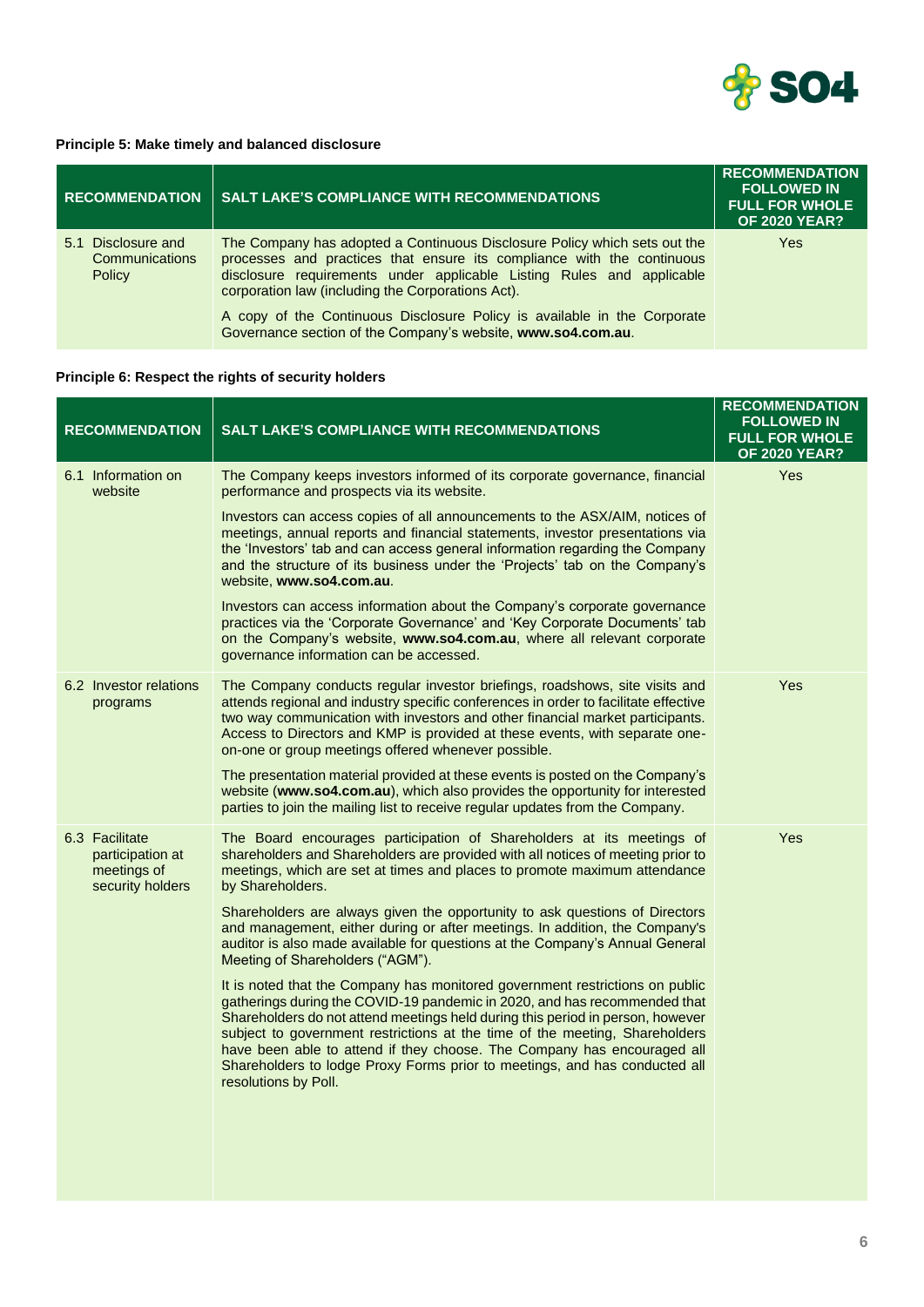### Principle 5: Make timely and balanced disclosure

| RECOMMENDATION | SALT LAKE'S COMPLIANCE WITH RECOMMENDATIONS | RECOMMENDATION FOLLOWED IN FULL FOR WHOLE OF 2020 YEAR? |
|---|---|---|
| 5.1 Disclosure and Communications Policy | The Company has adopted a Continuous Disclosure Policy which sets out the processes and practices that ensure its compliance with the continuous disclosure requirements under applicable Listing Rules and applicable corporation law (including the Corporations Act).<br><br>A copy of the Continuous Disclosure Policy is available in the Corporate Governance section of the Company's website, **www.so4.com.au**. | Yes |

### Principle 6: Respect the rights of security holders

| RECOMMENDATION | SALT LAKE'S COMPLIANCE WITH RECOMMENDATIONS | RECOMMENDATION FOLLOWED IN FULL FOR WHOLE OF 2020 YEAR? |
|---|---|---|
| 6.1 Information on website | The Company keeps investors informed of its corporate governance, financial performance and prospects via its website.<br><br>Investors can access copies of all announcements to the ASX/AIM, notices of meetings, annual reports and financial statements, investor presentations via the 'Investors' tab and can access general information regarding the Company and the structure of its business under the 'Projects' tab on the Company's website, **www.so4.com.au**.<br><br>Investors can access information about the Company's corporate governance practices via the 'Corporate Governance' and 'Key Corporate Documents' tab on the Company's website, **www.so4.com.au**, where all relevant corporate governance information can be accessed. | Yes |
| 6.2 Investor relations programs | The Company conducts regular investor briefings, roadshows, site visits and attends regional and industry specific conferences in order to facilitate effective two way communication with investors and other financial market participants. Access to Directors and KMP is provided at these events, with separate one-on-one or group meetings offered whenever possible.<br><br>The presentation material provided at these events is posted on the Company's website (**www.so4.com.au**), which also provides the opportunity for interested parties to join the mailing list to receive regular updates from the Company. | Yes |
| 6.3 Facilitate participation at meetings of security holders | The Board encourages participation of Shareholders at its meetings of shareholders and Shareholders are provided with all notices of meeting prior to meetings, which are set at times and places to promote maximum attendance by Shareholders.<br><br>Shareholders are always given the opportunity to ask questions of Directors and management, either during or after meetings. In addition, the Company's auditor is also made available for questions at the Company's Annual General Meeting of Shareholders ("AGM").<br><br>It is noted that the Company has monitored government restrictions on public gatherings during the COVID-19 pandemic in 2020, and has recommended that Shareholders do not attend meetings held during this period in person, however subject to government restrictions at the time of the meeting, Shareholders have been able to attend if they choose. The Company has encouraged all Shareholders to lodge Proxy Forms prior to meetings, and has conducted all resolutions by Poll. | Yes |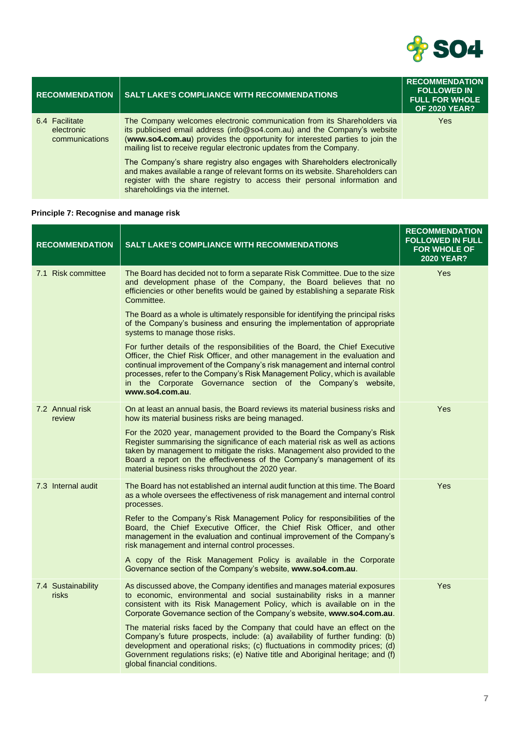| RECOMMENDATION | SALT LAKE'S COMPLIANCE WITH RECOMMENDATIONS | RECOMMENDATION FOLLOWED IN FULL FOR WHOLE OF 2020 YEAR? |
|---|---|---|
| 6.4 Facilitate electronic communications | The Company welcomes electronic communication from its Shareholders via its publicised email address (info@so4.com.au) and the Company's website (**www.so4.com.au**) provides the opportunity for interested parties to join the mailing list to receive regular electronic updates from the Company.<br><br>The Company's share registry also engages with Shareholders electronically and makes available a range of relevant forms on its website. Shareholders can register with the share registry to access their personal information and shareholdings via the internet. | Yes |

**Principle 7: Recognise and manage risk**

| RECOMMENDATION | SALT LAKE'S COMPLIANCE WITH RECOMMENDATIONS | RECOMMENDATION FOLLOWED IN FULL FOR WHOLE OF 2020 YEAR? |
|---|---|---|
| 7.1 Risk committee | The Board has decided not to form a separate Risk Committee. Due to the size and development phase of the Company, the Board believes that no efficiencies or other benefits would be gained by establishing a separate Risk Committee.<br><br>The Board as a whole is ultimately responsible for identifying the principal risks of the Company's business and ensuring the implementation of appropriate systems to manage those risks.<br><br>For further details of the responsibilities of the Board, the Chief Executive Officer, the Chief Risk Officer, and other management in the evaluation and continual improvement of the Company's risk management and internal control processes, refer to the Company's Risk Management Policy, which is available in the Corporate Governance section of the Company's website, **www.so4.com.au**. | Yes |
| 7.2 Annual risk review | On at least an annual basis, the Board reviews its material business risks and how its material business risks are being managed.<br><br>For the 2020 year, management provided to the Board the Company's Risk Register summarising the significance of each material risk as well as actions taken by management to mitigate the risks. Management also provided to the Board a report on the effectiveness of the Company's management of its material business risks throughout the 2020 year. | Yes |
| 7.3 Internal audit | The Board has not established an internal audit function at this time. The Board as a whole oversees the effectiveness of risk management and internal control processes.<br><br>Refer to the Company's Risk Management Policy for responsibilities of the Board, the Chief Executive Officer, the Chief Risk Officer, and other management in the evaluation and continual improvement of the Company's risk management and internal control processes.<br><br>A copy of the Risk Management Policy is available in the Corporate Governance section of the Company's website, **www.so4.com.au**. | Yes |
| 7.4 Sustainability risks | As discussed above, the Company identifies and manages material exposures to economic, environmental and social sustainability risks in a manner consistent with its Risk Management Policy, which is available on in the Corporate Governance section of the Company's website, **www.so4.com.au**.<br><br>The material risks faced by the Company that could have an effect on the Company's future prospects, include: (a) availability of further funding: (b) development and operational risks; (c) fluctuations in commodity prices; (d) Government regulations risks; (e) Native title and Aboriginal heritage; and (f) global financial conditions. | Yes |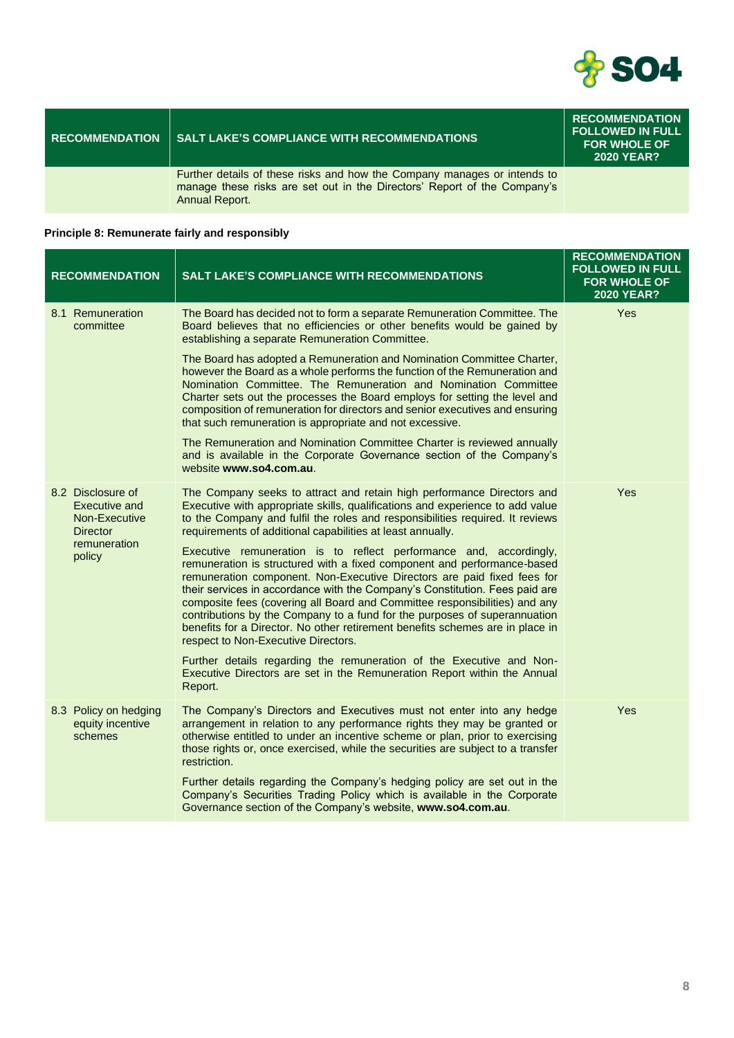| RECOMMENDATION | SALT LAKE'S COMPLIANCE WITH RECOMMENDATIONS | RECOMMENDATION FOLLOWED IN FULL FOR WHOLE OF 2020 YEAR? |
|---|---|---|
| | Further details of these risks and how the Company manages or intends to manage these risks are set out in the Directors' Report of the Company's Annual Report. | |

**Principle 8: Remunerate fairly and responsibly**

| RECOMMENDATION | SALT LAKE'S COMPLIANCE WITH RECOMMENDATIONS | RECOMMENDATION FOLLOWED IN FULL FOR WHOLE OF 2020 YEAR? |
|---|---|---|
| 8.1 Remuneration committee | The Board has decided not to form a separate Remuneration Committee. The Board believes that no efficiencies or other benefits would be gained by establishing a separate Remuneration Committee.<br><br>The Board has adopted a Remuneration and Nomination Committee Charter, however the Board as a whole performs the function of the Remuneration and Nomination Committee. The Remuneration and Nomination Committee Charter sets out the processes the Board employs for setting the level and composition of remuneration for directors and senior executives and ensuring that such remuneration is appropriate and not excessive.<br><br>The Remuneration and Nomination Committee Charter is reviewed annually and is available in the Corporate Governance section of the Company's website **www.so4.com.au**. | Yes |
| 8.2 Disclosure of Executive and Non-Executive Director remuneration policy | The Company seeks to attract and retain high performance Directors and Executive with appropriate skills, qualifications and experience to add value to the Company and fulfil the roles and responsibilities required. It reviews requirements of additional capabilities at least annually.<br><br>Executive remuneration is to reflect performance and, accordingly, remuneration is structured with a fixed component and performance-based remuneration component. Non-Executive Directors are paid fixed fees for their services in accordance with the Company's Constitution. Fees paid are composite fees (covering all Board and Committee responsibilities) and any contributions by the Company to a fund for the purposes of superannuation benefits for a Director. No other retirement benefits schemes are in place in respect to Non-Executive Directors.<br><br>Further details regarding the remuneration of the Executive and Non-Executive Directors are set in the Remuneration Report within the Annual Report. | Yes |
| 8.3 Policy on hedging equity incentive schemes | The Company's Directors and Executives must not enter into any hedge arrangement in relation to any performance rights they may be granted or otherwise entitled to under an incentive scheme or plan, prior to exercising those rights or, once exercised, while the securities are subject to a transfer restriction.<br><br>Further details regarding the Company's hedging policy are set out in the Company's Securities Trading Policy which is available in the Corporate Governance section of the Company's website, **www.so4.com.au**. | Yes |